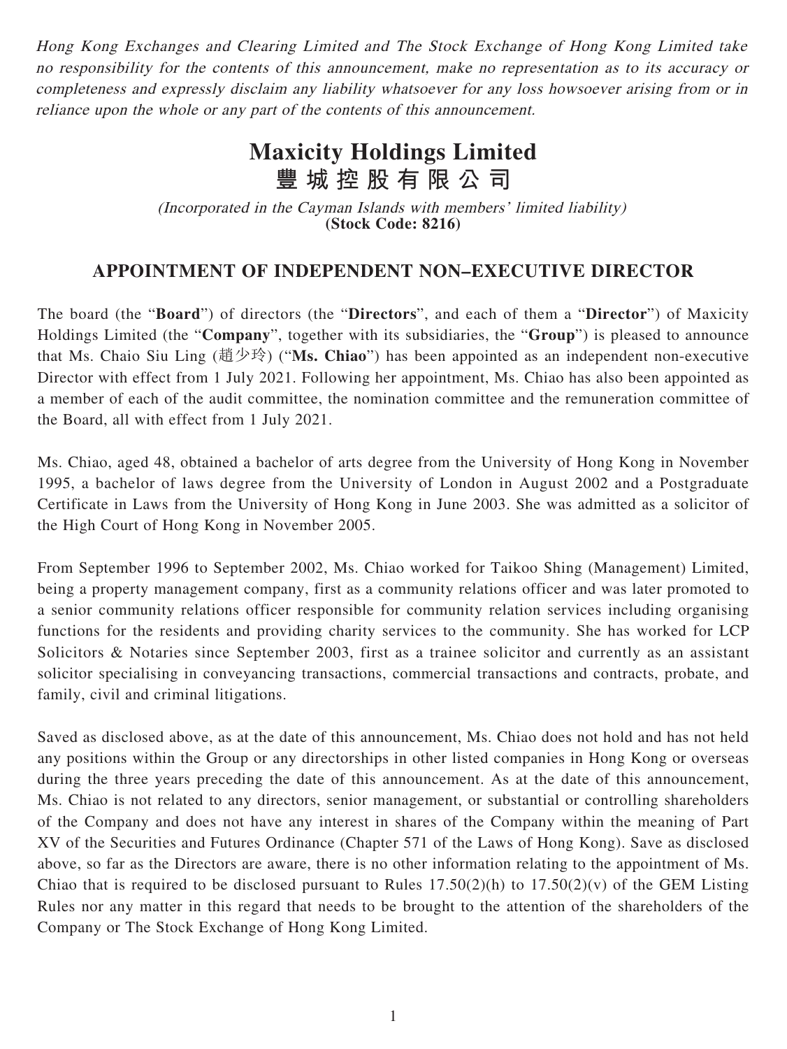*Hong Kong Exchanges and Clearing Limited and The Stock Exchange of Hong Kong Limited take no responsibility for the contents of this announcement, make no representation as to its accuracy or completeness and expressly disclaim any liability whatsoever for any loss howsoever arising from or in reliance upon the whole or any part of the contents of this announcement.*

# Maxicity Holdings Limited
# 豐城控股有限公司

*(Incorporated in the Cayman Islands with members' limited liability)*
**(Stock Code: 8216)**

## APPOINTMENT OF INDEPENDENT NON–EXECUTIVE DIRECTOR

The board (the "**Board**") of directors (the "**Directors**", and each of them a "**Director**") of Maxicity Holdings Limited (the "**Company**", together with its subsidiaries, the "**Group**") is pleased to announce that Ms. Chaio Siu Ling (趙少玲) ("**Ms. Chiao**") has been appointed as an independent non-executive Director with effect from 1 July 2021. Following her appointment, Ms. Chiao has also been appointed as a member of each of the audit committee, the nomination committee and the remuneration committee of the Board, all with effect from 1 July 2021.

Ms. Chiao, aged 48, obtained a bachelor of arts degree from the University of Hong Kong in November 1995, a bachelor of laws degree from the University of London in August 2002 and a Postgraduate Certificate in Laws from the University of Hong Kong in June 2003. She was admitted as a solicitor of the High Court of Hong Kong in November 2005.

From September 1996 to September 2002, Ms. Chiao worked for Taikoo Shing (Management) Limited, being a property management company, first as a community relations officer and was later promoted to a senior community relations officer responsible for community relation services including organising functions for the residents and providing charity services to the community. She has worked for LCP Solicitors & Notaries since September 2003, first as a trainee solicitor and currently as an assistant solicitor specialising in conveyancing transactions, commercial transactions and contracts, probate, and family, civil and criminal litigations.

Saved as disclosed above, as at the date of this announcement, Ms. Chiao does not hold and has not held any positions within the Group or any directorships in other listed companies in Hong Kong or overseas during the three years preceding the date of this announcement. As at the date of this announcement, Ms. Chiao is not related to any directors, senior management, or substantial or controlling shareholders of the Company and does not have any interest in shares of the Company within the meaning of Part XV of the Securities and Futures Ordinance (Chapter 571 of the Laws of Hong Kong). Save as disclosed above, so far as the Directors are aware, there is no other information relating to the appointment of Ms. Chiao that is required to be disclosed pursuant to Rules 17.50(2)(h) to 17.50(2)(v) of the GEM Listing Rules nor any matter in this regard that needs to be brought to the attention of the shareholders of the Company or The Stock Exchange of Hong Kong Limited.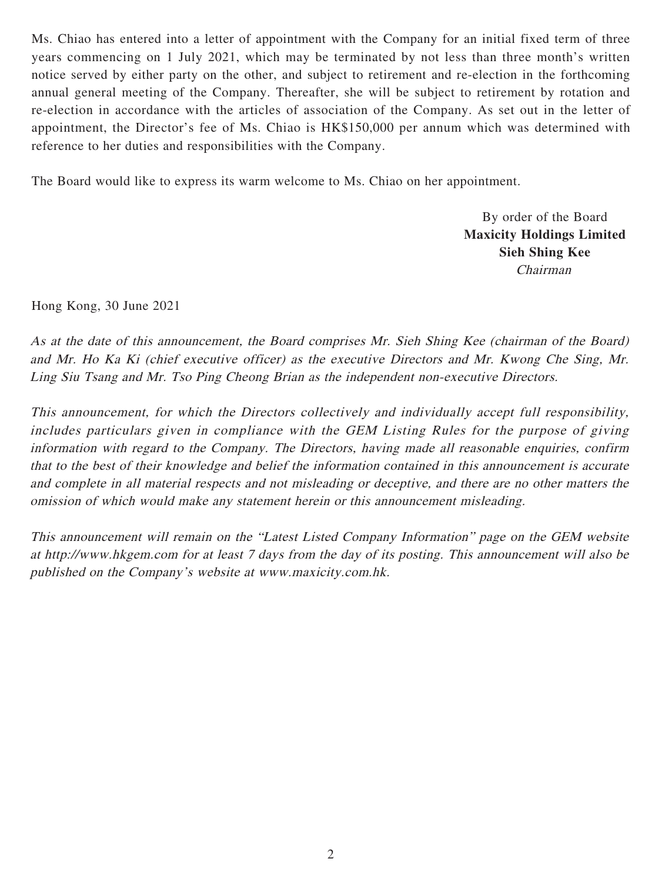Ms. Chiao has entered into a letter of appointment with the Company for an initial fixed term of three years commencing on 1 July 2021, which may be terminated by not less than three month's written notice served by either party on the other, and subject to retirement and re-election in the forthcoming annual general meeting of the Company. Thereafter, she will be subject to retirement by rotation and re-election in accordance with the articles of association of the Company. As set out in the letter of appointment, the Director's fee of Ms. Chiao is HK$150,000 per annum which was determined with reference to her duties and responsibilities with the Company.

The Board would like to express its warm welcome to Ms. Chiao on her appointment.

By order of the Board
**Maxicity Holdings Limited**
**Sieh Shing Kee**
*Chairman*

Hong Kong, 30 June 2021

*As at the date of this announcement, the Board comprises Mr. Sieh Shing Kee (chairman of the Board) and Mr. Ho Ka Ki (chief executive officer) as the executive Directors and Mr. Kwong Che Sing, Mr. Ling Siu Tsang and Mr. Tso Ping Cheong Brian as the independent non-executive Directors.*

*This announcement, for which the Directors collectively and individually accept full responsibility, includes particulars given in compliance with the GEM Listing Rules for the purpose of giving information with regard to the Company. The Directors, having made all reasonable enquiries, confirm that to the best of their knowledge and belief the information contained in this announcement is accurate and complete in all material respects and not misleading or deceptive, and there are no other matters the omission of which would make any statement herein or this announcement misleading.*

*This announcement will remain on the "Latest Listed Company Information" page on the GEM website at http://www.hkgem.com for at least 7 days from the day of its posting. This announcement will also be published on the Company's website at www.maxicity.com.hk.*